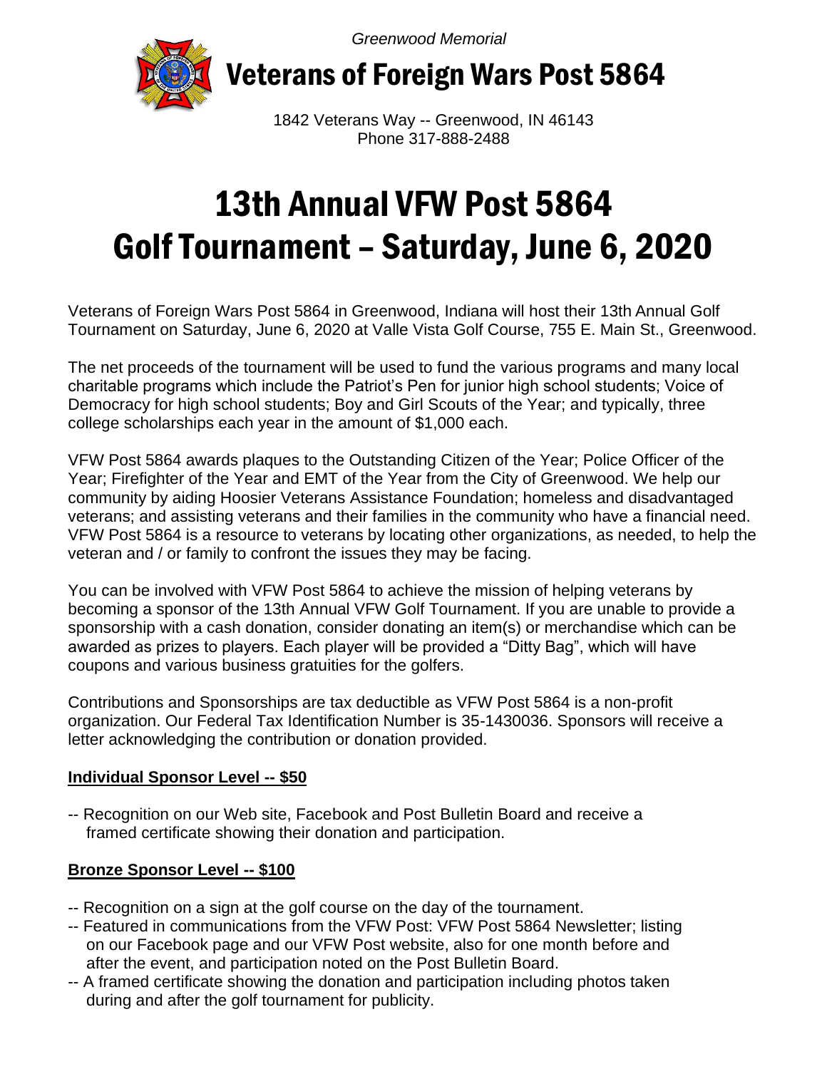*Greenwood Memorial*

# Veterans of Foreign Wars Post 5864

1842 Veterans Way -- Greenwood, IN 46143
Phone 317-888-2488

# 13th Annual VFW Post 5864 Golf Tournament – Saturday, June 6, 2020

Veterans of Foreign Wars Post 5864 in Greenwood, Indiana will host their 13th Annual Golf Tournament on Saturday, June 6, 2020 at Valle Vista Golf Course, 755 E. Main St., Greenwood.

The net proceeds of the tournament will be used to fund the various programs and many local charitable programs which include the Patriot's Pen for junior high school students; Voice of Democracy for high school students; Boy and Girl Scouts of the Year; and typically, three college scholarships each year in the amount of $1,000 each.

VFW Post 5864 awards plaques to the Outstanding Citizen of the Year; Police Officer of the Year; Firefighter of the Year and EMT of the Year from the City of Greenwood. We help our community by aiding Hoosier Veterans Assistance Foundation; homeless and disadvantaged veterans; and assisting veterans and their families in the community who have a financial need. VFW Post 5864 is a resource to veterans by locating other organizations, as needed, to help the veteran and / or family to confront the issues they may be facing.

You can be involved with VFW Post 5864 to achieve the mission of helping veterans by becoming a sponsor of the 13th Annual VFW Golf Tournament. If you are unable to provide a sponsorship with a cash donation, consider donating an item(s) or merchandise which can be awarded as prizes to players. Each player will be provided a "Ditty Bag", which will have coupons and various business gratuities for the golfers.

Contributions and Sponsorships are tax deductible as VFW Post 5864 is a non-profit organization. Our Federal Tax Identification Number is 35-1430036. Sponsors will receive a letter acknowledging the contribution or donation provided.

**Individual Sponsor Level -- $50**

-- Recognition on our Web site, Facebook and Post Bulletin Board and receive a framed certificate showing their donation and participation.

**Bronze Sponsor Level -- $100**

-- Recognition on a sign at the golf course on the day of the tournament.
-- Featured in communications from the VFW Post: VFW Post 5864 Newsletter; listing on our Facebook page and our VFW Post website, also for one month before and after the event, and participation noted on the Post Bulletin Board.
-- A framed certificate showing the donation and participation including photos taken during and after the golf tournament for publicity.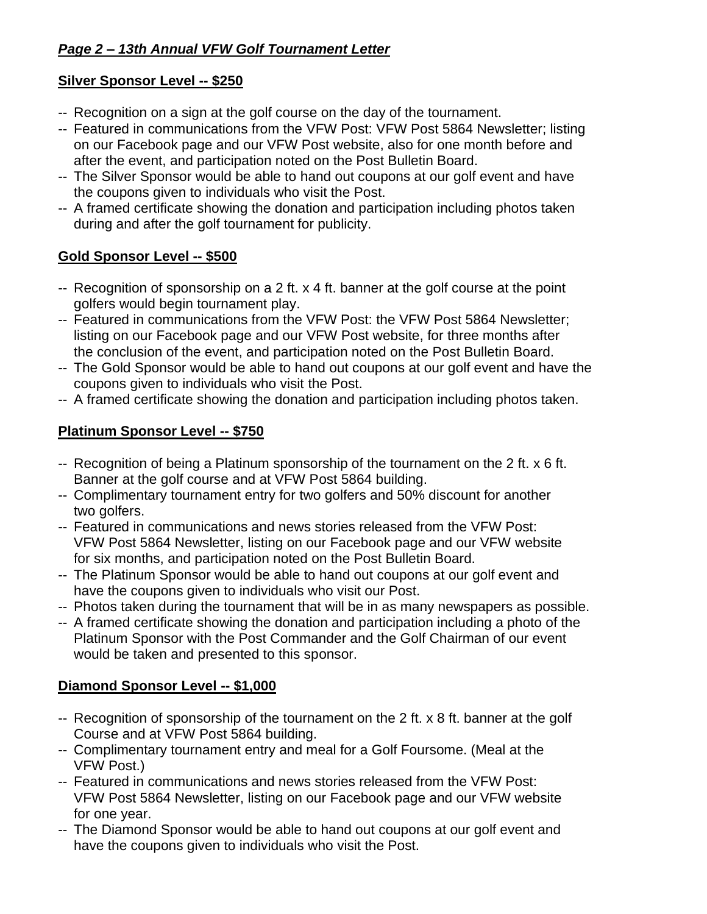***Page 2 – 13th Annual VFW Golf Tournament Letter***

**Silver Sponsor Level -- $250**

- Recognition on a sign at the golf course on the day of the tournament.
- Featured in communications from the VFW Post: VFW Post 5864 Newsletter; listing on our Facebook page and our VFW Post website, also for one month before and after the event, and participation noted on the Post Bulletin Board.
- The Silver Sponsor would be able to hand out coupons at our golf event and have the coupons given to individuals who visit the Post.
- A framed certificate showing the donation and participation including photos taken during and after the golf tournament for publicity.

**Gold Sponsor Level -- $500**

- Recognition of sponsorship on a 2 ft. x 4 ft. banner at the golf course at the point golfers would begin tournament play.
- Featured in communications from the VFW Post: the VFW Post 5864 Newsletter; listing on our Facebook page and our VFW Post website, for three months after the conclusion of the event, and participation noted on the Post Bulletin Board.
- The Gold Sponsor would be able to hand out coupons at our golf event and have the coupons given to individuals who visit the Post.
- A framed certificate showing the donation and participation including photos taken.

**Platinum Sponsor Level -- $750**

- Recognition of being a Platinum sponsorship of the tournament on the 2 ft. x 6 ft. Banner at the golf course and at VFW Post 5864 building.
- Complimentary tournament entry for two golfers and 50% discount for another two golfers.
- Featured in communications and news stories released from the VFW Post: VFW Post 5864 Newsletter, listing on our Facebook page and our VFW website for six months, and participation noted on the Post Bulletin Board.
- The Platinum Sponsor would be able to hand out coupons at our golf event and have the coupons given to individuals who visit our Post.
- Photos taken during the tournament that will be in as many newspapers as possible.
- A framed certificate showing the donation and participation including a photo of the Platinum Sponsor with the Post Commander and the Golf Chairman of our event would be taken and presented to this sponsor.

**Diamond Sponsor Level -- $1,000**

- Recognition of sponsorship of the tournament on the 2 ft. x 8 ft. banner at the golf Course and at VFW Post 5864 building.
- Complimentary tournament entry and meal for a Golf Foursome. (Meal at the VFW Post.)
- Featured in communications and news stories released from the VFW Post: VFW Post 5864 Newsletter, listing on our Facebook page and our VFW website for one year.
- The Diamond Sponsor would be able to hand out coupons at our golf event and have the coupons given to individuals who visit the Post.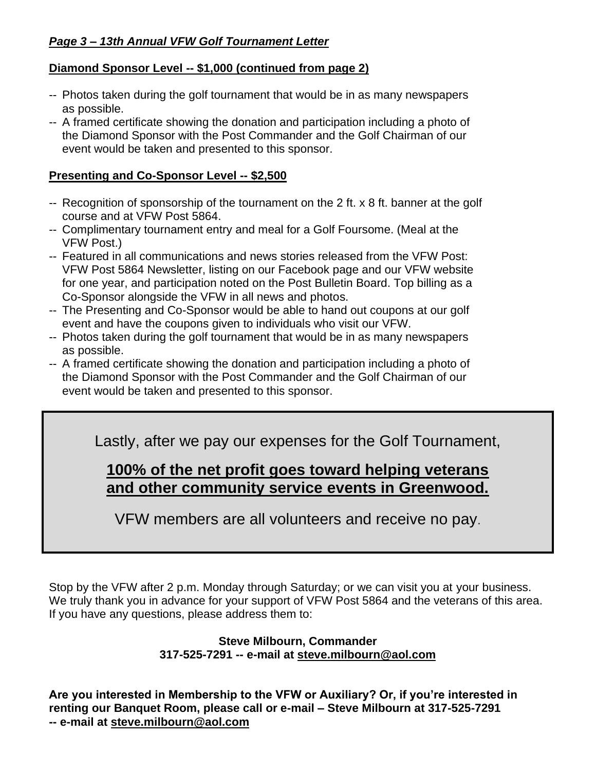***Page 3 – 13th Annual VFW Golf Tournament Letter***

**Diamond Sponsor Level -- $1,000 (continued from page 2)**

-- Photos taken during the golf tournament that would be in as many newspapers as possible.
-- A framed certificate showing the donation and participation including a photo of the Diamond Sponsor with the Post Commander and the Golf Chairman of our event would be taken and presented to this sponsor.

**Presenting and Co-Sponsor Level -- $2,500**

-- Recognition of sponsorship of the tournament on the 2 ft. x 8 ft. banner at the golf course and at VFW Post 5864.
-- Complimentary tournament entry and meal for a Golf Foursome. (Meal at the VFW Post.)
-- Featured in all communications and news stories released from the VFW Post: VFW Post 5864 Newsletter, listing on our Facebook page and our VFW website for one year, and participation noted on the Post Bulletin Board. Top billing as a Co-Sponsor alongside the VFW in all news and photos.
-- The Presenting and Co-Sponsor would be able to hand out coupons at our golf event and have the coupons given to individuals who visit our VFW.
-- Photos taken during the golf tournament that would be in as many newspapers as possible.
-- A framed certificate showing the donation and participation including a photo of the Diamond Sponsor with the Post Commander and the Golf Chairman of our event would be taken and presented to this sponsor.

Lastly, after we pay our expenses for the Golf Tournament,

**100% of the net profit goes toward helping veterans and other community service events in Greenwood.**

VFW members are all volunteers and receive no pay.

Stop by the VFW after 2 p.m. Monday through Saturday; or we can visit you at your business. We truly thank you in advance for your support of VFW Post 5864 and the veterans of this area. If you have any questions, please address them to:

**Steve Milbourn, Commander**
**317-525-7291 -- e-mail at steve.milbourn@aol.com**

**Are you interested in Membership to the VFW or Auxiliary? Or, if you're interested in renting our Banquet Room, please call or e-mail – Steve Milbourn at 317-525-7291 -- e-mail at steve.milbourn@aol.com**